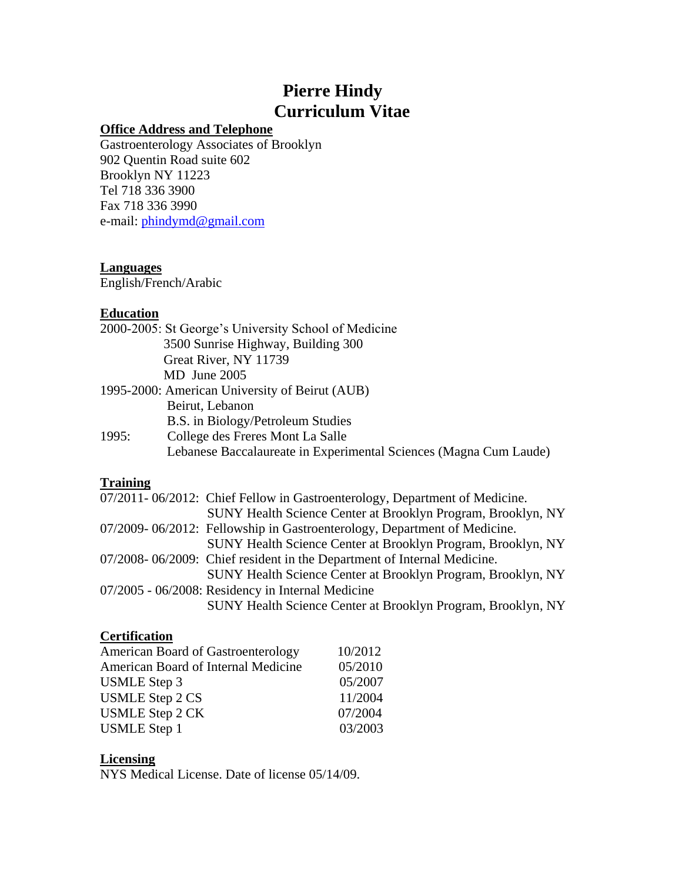# Pierre Hindy
# Curriculum Vitae

**Office Address and Telephone**

Gastroenterology Associates of Brooklyn
902 Quentin Road suite 602
Brooklyn NY 11223
Tel 718 336 3900
Fax 718 336 3990
e-mail: phindymd@gmail.com

**Languages**

English/French/Arabic

**Education**

2000-2005: St George's University School of Medicine
3500 Sunrise Highway, Building 300
Great River, NY 11739
MD June 2005

1995-2000: American University of Beirut (AUB)
Beirut, Lebanon
B.S. in Biology/Petroleum Studies

1995: College des Freres Mont La Salle
Lebanese Baccalaureate in Experimental Sciences (Magna Cum Laude)

**Training**

07/2011- 06/2012: Chief Fellow in Gastroenterology, Department of Medicine.
SUNY Health Science Center at Brooklyn Program, Brooklyn, NY

07/2009- 06/2012: Fellowship in Gastroenterology, Department of Medicine.
SUNY Health Science Center at Brooklyn Program, Brooklyn, NY

07/2008- 06/2009: Chief resident in the Department of Internal Medicine.
SUNY Health Science Center at Brooklyn Program, Brooklyn, NY

07/2005 - 06/2008: Residency in Internal Medicine
SUNY Health Science Center at Brooklyn Program, Brooklyn, NY

**Certification**

| | |
|---|---|
| American Board of Gastroenterology | 10/2012 |
| American Board of Internal Medicine | 05/2010 |
| USMLE Step 3 | 05/2007 |
| USMLE Step 2 CS | 11/2004 |
| USMLE Step 2 CK | 07/2004 |
| USMLE Step 1 | 03/2003 |

**Licensing**

NYS Medical License. Date of license 05/14/09.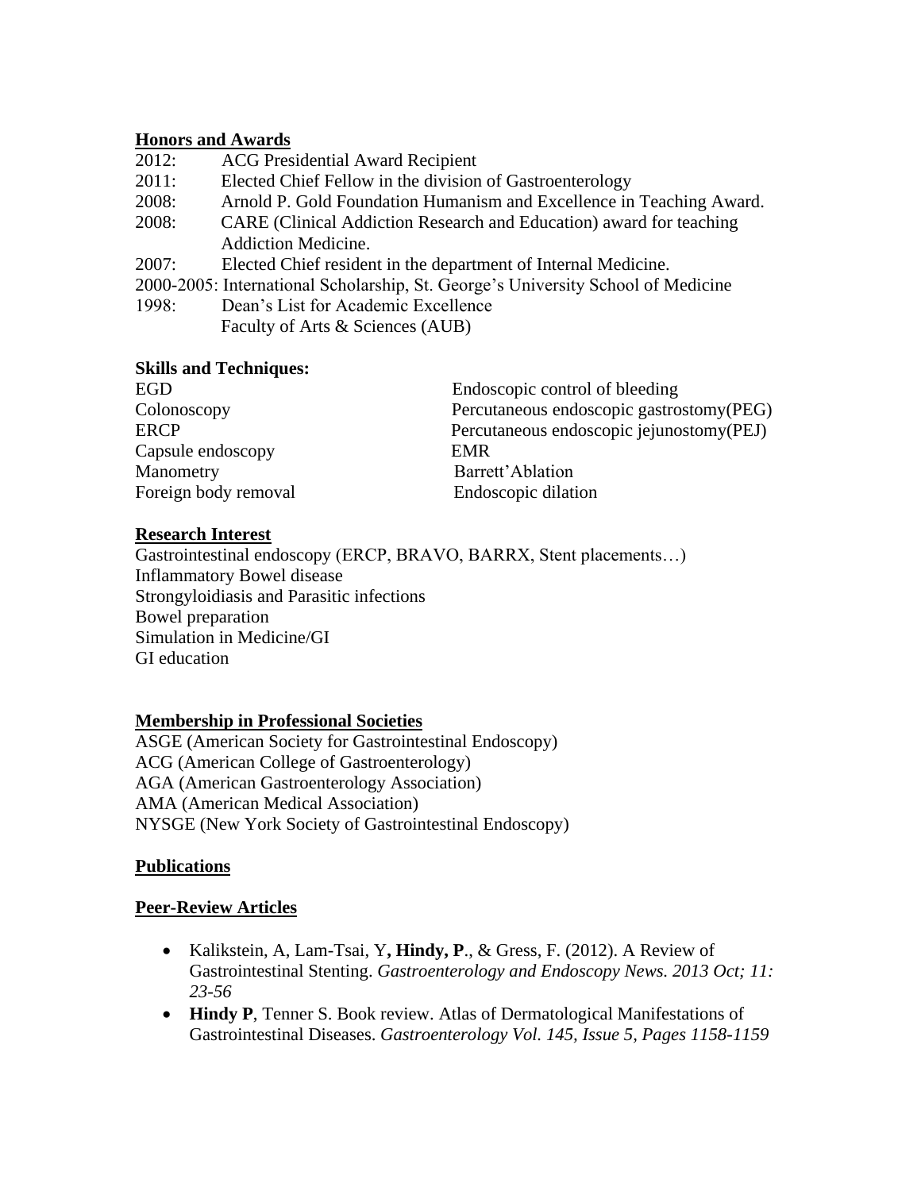## Honors and Awards

2012: ACG Presidential Award Recipient

2011: Elected Chief Fellow in the division of Gastroenterology

2008: Arnold P. Gold Foundation Humanism and Excellence in Teaching Award.

2008: CARE (Clinical Addiction Research and Education) award for teaching Addiction Medicine.

2007: Elected Chief resident in the department of Internal Medicine.

2000-2005: International Scholarship, St. George's University School of Medicine

1998: Dean's List for Academic Excellence
Faculty of Arts & Sciences (AUB)

## Skills and Techniques:

| | |
|---|---|
| EGD | Endoscopic control of bleeding |
| Colonoscopy | Percutaneous endoscopic gastrostomy(PEG) |
| ERCP | Percutaneous endoscopic jejunostomy(PEJ) |
| Capsule endoscopy | EMR |
| Manometry | Barrett'Ablation |
| Foreign body removal | Endoscopic dilation |

## Research Interest

Gastrointestinal endoscopy (ERCP, BRAVO, BARRX, Stent placements…)
Inflammatory Bowel disease
Strongyloidiasis and Parasitic infections
Bowel preparation
Simulation in Medicine/GI
GI education

## Membership in Professional Societies

ASGE (American Society for Gastrointestinal Endoscopy)
ACG (American College of Gastroenterology)
AGA (American Gastroenterology Association)
AMA (American Medical Association)
NYSGE (New York Society of Gastrointestinal Endoscopy)

## Publications

### Peer-Review Articles

- Kalikstein, A, Lam-Tsai, Y, **Hindy, P**., & Gress, F. (2012). A Review of Gastrointestinal Stenting. *Gastroenterology and Endoscopy News. 2013 Oct; 11: 23-56*
- **Hindy P**, Tenner S. Book review. Atlas of Dermatological Manifestations of Gastrointestinal Diseases. *Gastroenterology Vol. 145, Issue 5, Pages 1158-1159*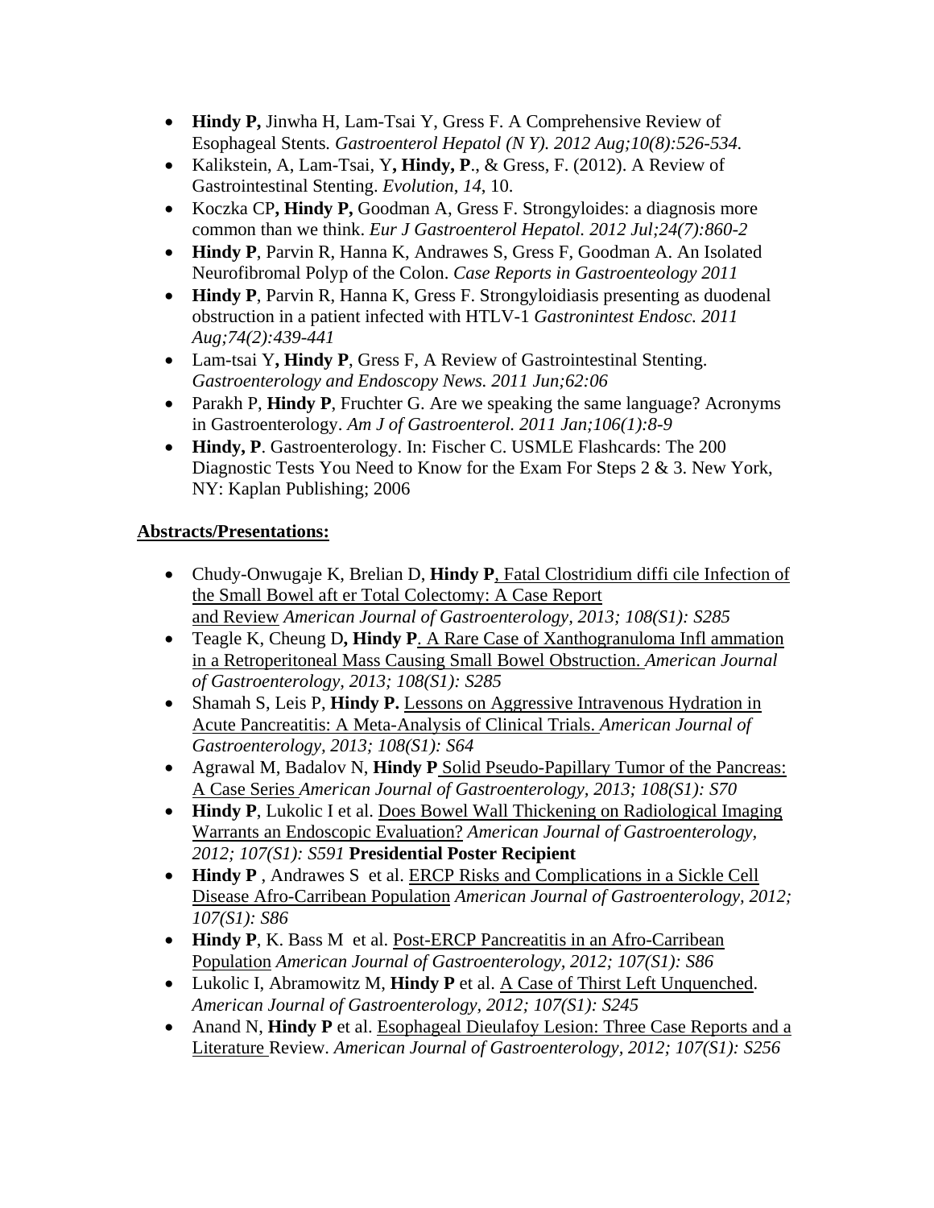- **Hindy P,** Jinwha H, Lam-Tsai Y, Gress F. A Comprehensive Review of Esophageal Stents. *Gastroenterol Hepatol (N Y). 2012 Aug;10(8):526-534.*
- Kalikstein, A, Lam-Tsai, Y**, Hindy, P**., & Gress, F. (2012). A Review of Gastrointestinal Stenting. *Evolution*, *14*, 10.
- Koczka CP**, Hindy P,** Goodman A, Gress F. Strongyloides: a diagnosis more common than we think. *Eur J Gastroenterol Hepatol. 2012 Jul;24(7):860-2*
- **Hindy P**, Parvin R, Hanna K, Andrawes S, Gress F, Goodman A. An Isolated Neurofibromal Polyp of the Colon. *Case Reports in Gastroenteology 2011*
- **Hindy P**, Parvin R, Hanna K, Gress F. Strongyloidiasis presenting as duodenal obstruction in a patient infected with HTLV-1 *Gastronintest Endosc. 2011 Aug;74(2):439-441*
- Lam-tsai Y**, Hindy P**, Gress F, A Review of Gastrointestinal Stenting. *Gastroenterology and Endoscopy News. 2011 Jun;62:06*
- Parakh P, **Hindy P**, Fruchter G. Are we speaking the same language? Acronyms in Gastroenterology. *Am J of Gastroenterol. 2011 Jan;106(1):8-9*
- **Hindy, P**. Gastroenterology. In: Fischer C. USMLE Flashcards: The 200 Diagnostic Tests You Need to Know for the Exam For Steps 2 & 3. New York, NY: Kaplan Publishing; 2006

**Abstracts/Presentations:**

- Chudy-Onwugaje K, Brelian D, **Hindy P**, Fatal Clostridium diffi cile Infection of the Small Bowel aft er Total Colectomy: A Case Report and Review *American Journal of Gastroenterology, 2013; 108(S1): S285*
- Teagle K, Cheung D**, Hindy P**. A Rare Case of Xanthogranuloma Infl ammation in a Retroperitoneal Mass Causing Small Bowel Obstruction. *American Journal of Gastroenterology, 2013; 108(S1): S285*
- Shamah S, Leis P, **Hindy P.** Lessons on Aggressive Intravenous Hydration in Acute Pancreatitis: A Meta-Analysis of Clinical Trials. *American Journal of Gastroenterology, 2013; 108(S1): S64*
- Agrawal M, Badalov N, **Hindy P** Solid Pseudo-Papillary Tumor of the Pancreas: A Case Series *American Journal of Gastroenterology, 2013; 108(S1): S70*
- **Hindy P**, Lukolic I et al. Does Bowel Wall Thickening on Radiological Imaging Warrants an Endoscopic Evaluation? *American Journal of Gastroenterology, 2012; 107(S1): S591* **Presidential Poster Recipient**
- **Hindy P** , Andrawes S et al. ERCP Risks and Complications in a Sickle Cell Disease Afro-Carribean Population *American Journal of Gastroenterology, 2012; 107(S1): S86*
- **Hindy P**, K. Bass M et al. Post-ERCP Pancreatitis in an Afro-Carribean Population *American Journal of Gastroenterology, 2012; 107(S1): S86*
- Lukolic I, Abramowitz M, **Hindy P** et al. A Case of Thirst Left Unquenched. *American Journal of Gastroenterology, 2012; 107(S1): S245*
- Anand N, **Hindy P** et al. Esophageal Dieulafoy Lesion: Three Case Reports and a Literature Review. *American Journal of Gastroenterology, 2012; 107(S1): S256*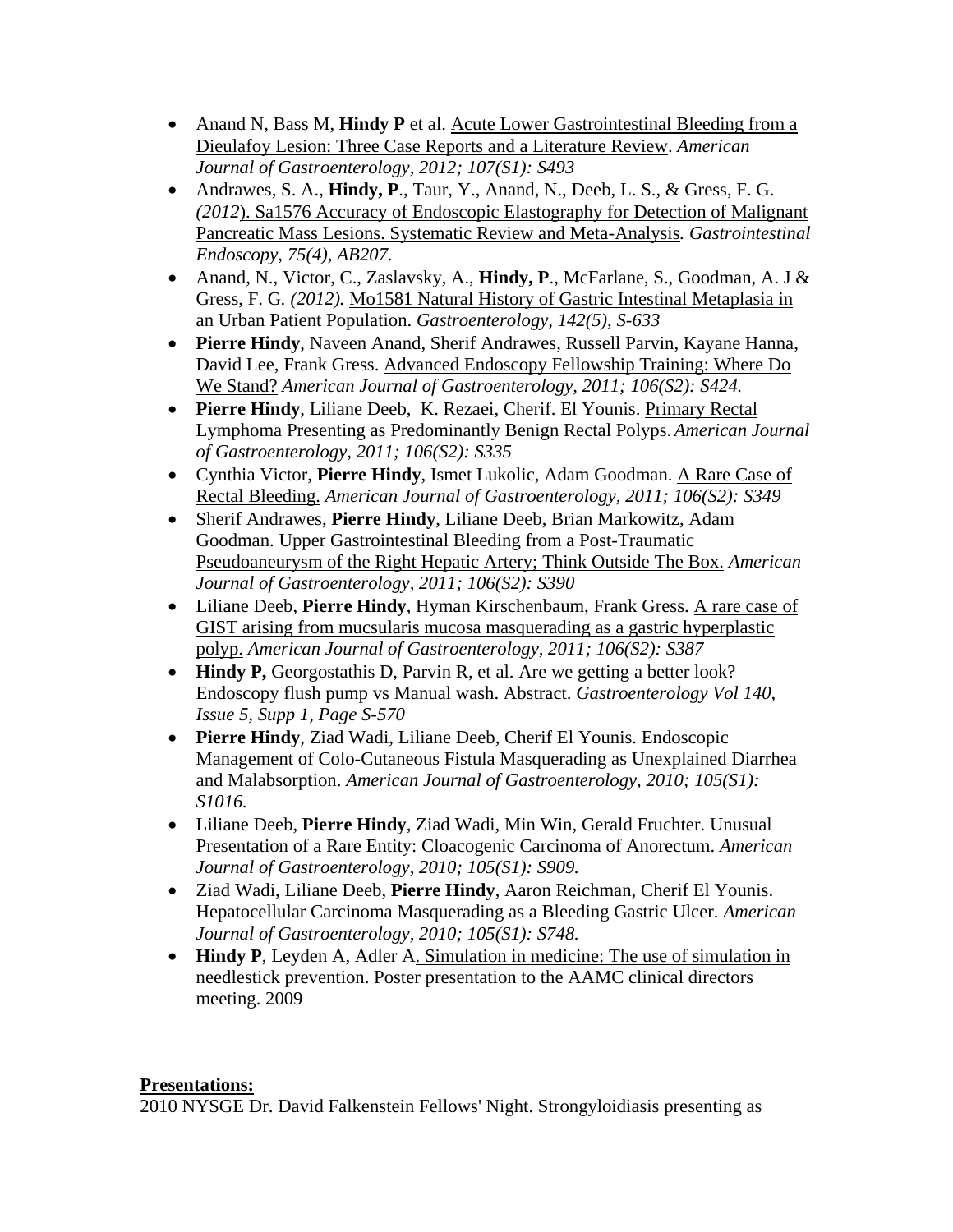- Anand N, Bass M, **Hindy P** et al. Acute Lower Gastrointestinal Bleeding from a Dieulafoy Lesion: Three Case Reports and a Literature Review. *American Journal of Gastroenterology, 2012; 107(S1): S493*
- Andrawes, S. A., **Hindy, P**., Taur, Y., Anand, N., Deeb, L. S., & Gress, F. G. *(2012*). Sa1576 Accuracy of Endoscopic Elastography for Detection of Malignant Pancreatic Mass Lesions. Systematic Review and Meta-Analysis*. Gastrointestinal Endoscopy, 75(4), AB207.*
- Anand, N., Victor, C., Zaslavsky, A., **Hindy, P**., McFarlane, S., Goodman, A. J & Gress, F. G. *(2012).* Mo1581 Natural History of Gastric Intestinal Metaplasia in an Urban Patient Population. *Gastroenterology, 142(5), S-633*
- **Pierre Hindy**, Naveen Anand, Sherif Andrawes, Russell Parvin, Kayane Hanna, David Lee, Frank Gress. Advanced Endoscopy Fellowship Training: Where Do We Stand? *American Journal of Gastroenterology, 2011; 106(S2): S424.*
- **Pierre Hindy**, Liliane Deeb, K. Rezaei, Cherif. El Younis. Primary Rectal Lymphoma Presenting as Predominantly Benign Rectal Polyps. *American Journal of Gastroenterology, 2011; 106(S2): S335*
- Cynthia Victor, **Pierre Hindy**, Ismet Lukolic, Adam Goodman. A Rare Case of Rectal Bleeding. *American Journal of Gastroenterology, 2011; 106(S2): S349*
- Sherif Andrawes, **Pierre Hindy**, Liliane Deeb, Brian Markowitz, Adam Goodman. Upper Gastrointestinal Bleeding from a Post-Traumatic Pseudoaneurysm of the Right Hepatic Artery; Think Outside The Box. *American Journal of Gastroenterology, 2011; 106(S2): S390*
- Liliane Deeb, **Pierre Hindy**, Hyman Kirschenbaum, Frank Gress. A rare case of GIST arising from mucsularis mucosa masquerading as a gastric hyperplastic polyp. *American Journal of Gastroenterology, 2011; 106(S2): S387*
- **Hindy P,** Georgostathis D, Parvin R, et al. Are we getting a better look? Endoscopy flush pump vs Manual wash. Abstract. *Gastroenterology Vol 140, Issue 5, Supp 1, Page S-570*
- **Pierre Hindy**, Ziad Wadi, Liliane Deeb, Cherif El Younis. Endoscopic Management of Colo-Cutaneous Fistula Masquerading as Unexplained Diarrhea and Malabsorption. *American Journal of Gastroenterology, 2010; 105(S1): S1016.*
- Liliane Deeb, **Pierre Hindy**, Ziad Wadi, Min Win, Gerald Fruchter. Unusual Presentation of a Rare Entity: Cloacogenic Carcinoma of Anorectum. *American Journal of Gastroenterology, 2010; 105(S1): S909.*
- Ziad Wadi, Liliane Deeb, **Pierre Hindy**, Aaron Reichman, Cherif El Younis. Hepatocellular Carcinoma Masquerading as a Bleeding Gastric Ulcer. *American Journal of Gastroenterology, 2010; 105(S1): S748.*
- **Hindy P**, Leyden A, Adler A. Simulation in medicine: The use of simulation in needlestick prevention. Poster presentation to the AAMC clinical directors meeting. 2009

**Presentations:**

2010 NYSGE Dr. David Falkenstein Fellows' Night. Strongyloidiasis presenting as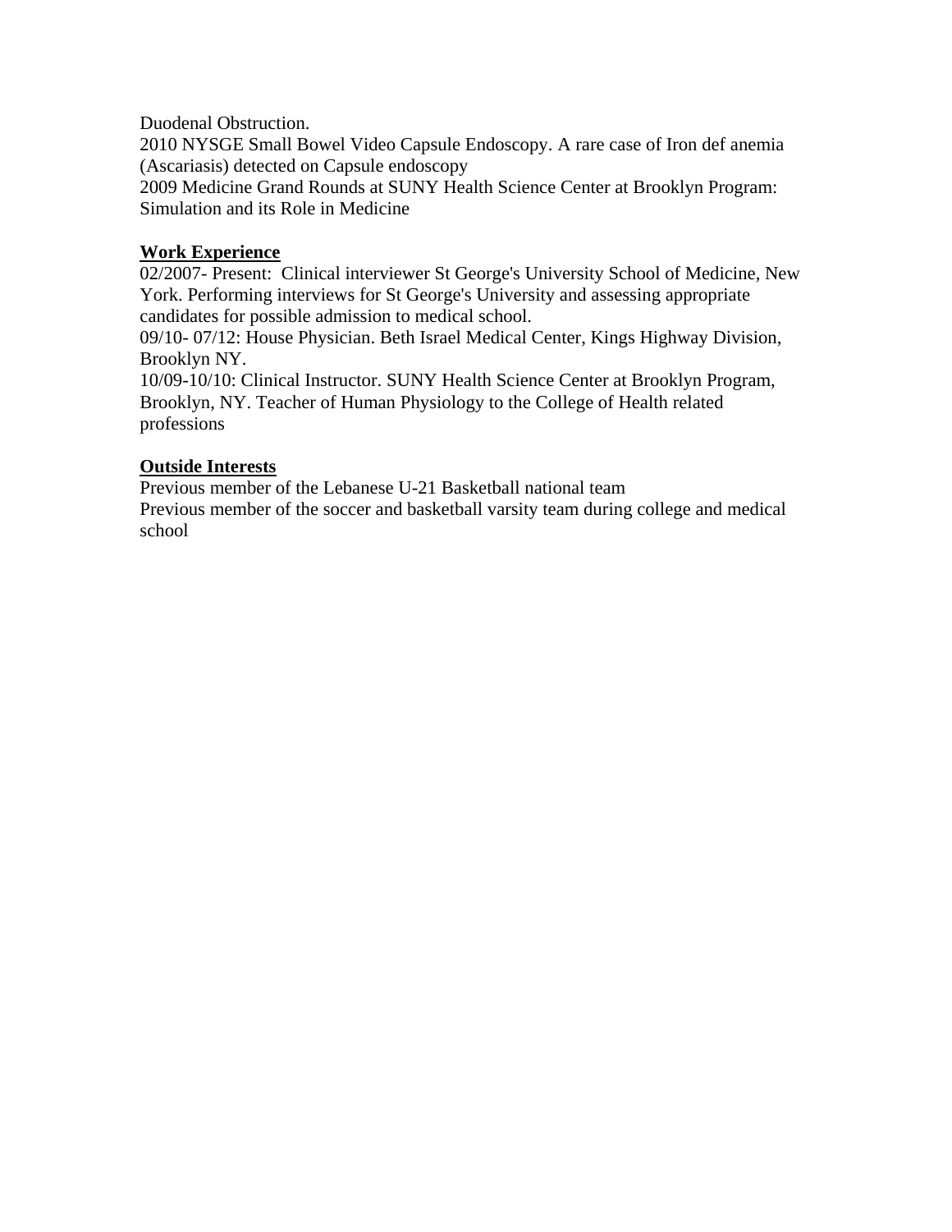Duodenal Obstruction.
2010 NYSGE Small Bowel Video Capsule Endoscopy. A rare case of Iron def anemia (Ascariasis) detected on Capsule endoscopy
2009 Medicine Grand Rounds at SUNY Health Science Center at Brooklyn Program: Simulation and its Role in Medicine

**Work Experience**

02/2007- Present: Clinical interviewer St George's University School of Medicine, New York. Performing interviews for St George's University and assessing appropriate candidates for possible admission to medical school.
09/10- 07/12: House Physician. Beth Israel Medical Center, Kings Highway Division, Brooklyn NY.
10/09-10/10: Clinical Instructor. SUNY Health Science Center at Brooklyn Program, Brooklyn, NY. Teacher of Human Physiology to the College of Health related professions

**Outside Interests**

Previous member of the Lebanese U-21 Basketball national team
Previous member of the soccer and basketball varsity team during college and medical school